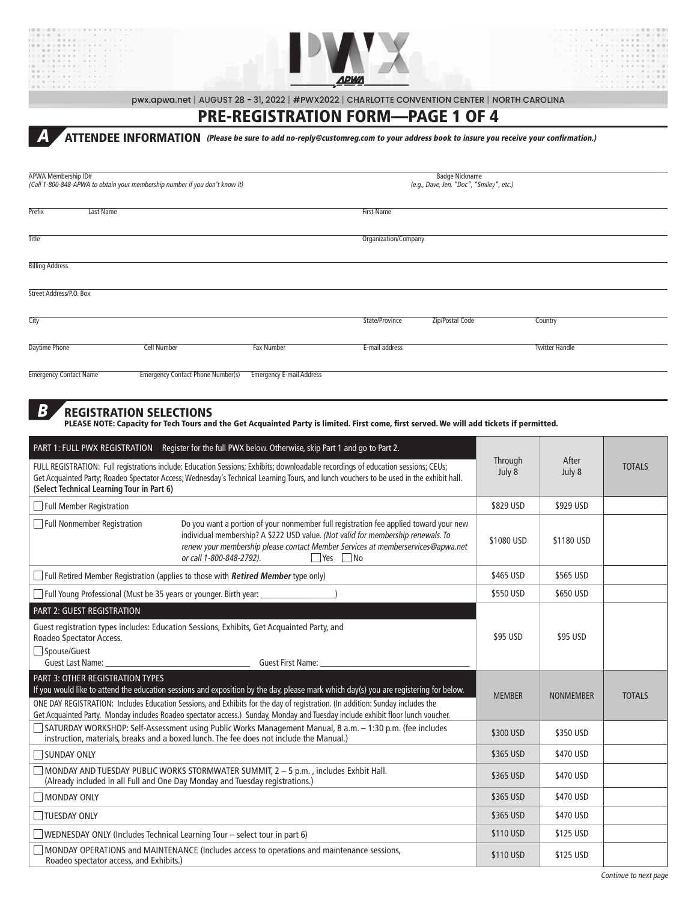pwx.apwa.net | AUGUST 28 - 31, 2022 | #PWX2022 | CHARLOTTE CONVENTION CENTER | NORTH CAROLINA

# PRE-REGISTRATION FORM—PAGE 1 OF 4

## A ATTENDEE INFORMATION *(Please be sure to add no-reply@customreg.com to your address book to insure you receive your confirmation.)*

APWA Membership ID#
*(Call 1-800-848-APWA to obtain your membership number if you don't know it)*

Badge Nickname
*(e.g., Dave, Jen, "Doc", "Smiley", etc.)*

Prefix | Last Name | First Name

Title | Organization/Company

Billing Address

Street Address/P.O. Box

City | State/Province | Zip/Postal Code | Country

Daytime Phone | Cell Number | Fax Number | E-mail address | Twitter Handle

Emergency Contact Name | Emergency Contact Phone Number(s) | Emergency E-mail Address

## B REGISTRATION SELECTIONS

**PLEASE NOTE: Capacity for Tech Tours and the Get Acquainted Party is limited. First come, first served. We will add tickets if permitted.**

| PART 1: FULL PWX REGISTRATION Register for the full PWX below. Otherwise, skip Part 1 and go to Part 2. FULL REGISTRATION: Full registrations include: Education Sessions; Exhibits; downloadable recordings of education sessions; CEUs; Get Acquainted Party; Roadeo Spectator Access; Wednesday's Technical Learning Tours, and lunch vouchers to be used in the exhibit hall. **(Select Technical Learning Tour in Part 6)** | Through July 8 | After July 8 | TOTALS |
|---|---|---|---|
| ☐ Full Member Registration | $829 USD | $929 USD | |
| ☐ Full Nonmember Registration — Do you want a portion of your nonmember full registration fee applied toward your new individual membership? A $222 USD value. *(Not valid for membership renewals. To renew your membership please contact Member Services at memberservices@apwa.net or call 1-800-848-2792).* ☐ Yes ☐ No | $1080 USD | $1180 USD | |
| ☐ Full Retired Member Registration (applies to those with ***Retired Member*** type only) | $465 USD | $565 USD | |
| ☐ Full Young Professional (Must be 35 years or younger. Birth year: _________________) | $550 USD | $650 USD | |
| PART 2: GUEST REGISTRATION | | | |
| Guest registration types includes: Education Sessions, Exhibits, Get Acquainted Party, and Roadeo Spectator Access. ☐ Spouse/Guest Guest Last Name: _______________ Guest First Name: _______________ | $95 USD | $95 USD | |
| PART 3: OTHER REGISTRATION TYPES If you would like to attend the education sessions and exposition by the day, please mark which day(s) you are registering for below. ONE DAY REGISTRATION: Includes Education Sessions, and Exhibits for the day of registration. (In addition: Sunday includes the Get Acquainted Party. Monday includes Roadeo spectator access.) Sunday, Monday and Tuesday include exhibit floor lunch voucher. | MEMBER | NONMEMBER | TOTALS |
| ☐ SATURDAY WORKSHOP: Self-Assessment using Public Works Management Manual, 8 a.m. – 1:30 p.m. (fee includes instruction, materials, breaks and a boxed lunch. The fee does not include the Manual.) | $300 USD | $350 USD | |
| ☐ SUNDAY ONLY | $365 USD | $470 USD | |
| ☐ MONDAY AND TUESDAY PUBLIC WORKS STORMWATER SUMMIT, 2 – 5 p.m. , includes Exhbit Hall. (Already included in all Full and One Day Monday and Tuesday registrations.) | $365 USD | $470 USD | |
| ☐ MONDAY ONLY | $365 USD | $470 USD | |
| ☐ TUESDAY ONLY | $365 USD | $470 USD | |
| ☐ WEDNESDAY ONLY (Includes Technical Learning Tour – select tour in part 6) | $110 USD | $125 USD | |
| ☐ MONDAY OPERATIONS and MAINTENANCE (Includes access to operations and maintenance sessions, Roadeo spectator access, and Exhibits.) | $110 USD | $125 USD | |

*Continue to next page*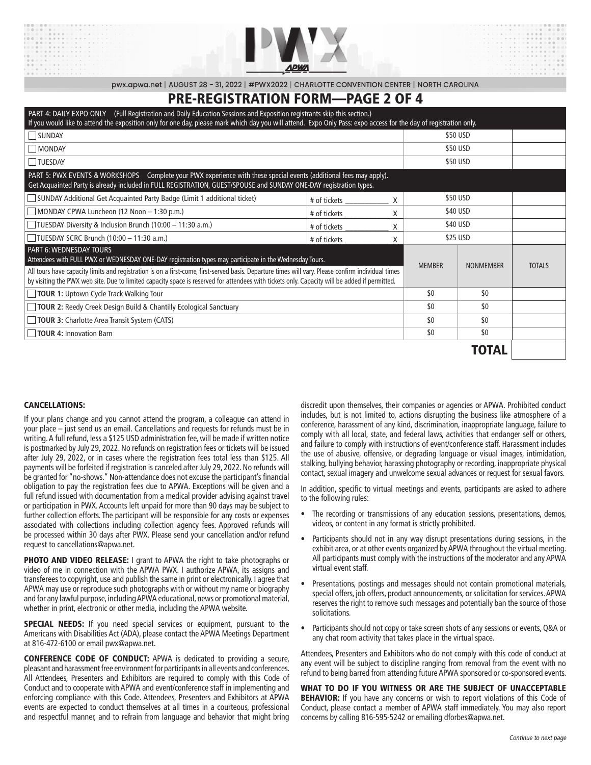# PRE-REGISTRATION FORM—PAGE 2 OF 4

| | | | | |
|---|---|---|---|---|
| **PART 4: DAILY EXPO ONLY** (Full Registration and Daily Education Sessions and Exposition registrants skip this section.) If you would like to attend the exposition only for one day, please mark which day you will attend. Expo Only Pass: expo access for the day of registration only. | | | | |
| ☐ SUNDAY | | $50 USD | | |
| ☐ MONDAY | | $50 USD | | |
| ☐ TUESDAY | | $50 USD | | |
| **PART 5: PWX EVENTS & WORKSHOPS** Complete your PWX experience with these special events (additional fees may apply). Get Acquainted Party is already included in FULL REGISTRATION, GUEST/SPOUSE and SUNDAY ONE-DAY registration types. | | | | |
| ☐ SUNDAY Additional Get Acquainted Party Badge (Limit 1 additional ticket) | # of tickets ______ X | $50 USD | | |
| ☐ MONDAY CPWA Luncheon (12 Noon – 1:30 p.m.) | # of tickets ______ X | $40 USD | | |
| ☐ TUESDAY Diversity & Inclusion Brunch (10:00 – 11:30 a.m.) | # of tickets ______ X | $40 USD | | |
| ☐ TUESDAY SCRC Brunch (10:00 – 11:30 a.m.) | # of tickets ______ X | $25 USD | | |
| **PART 6: WEDNESDAY TOURS** Attendees with FULL PWX or WEDNESDAY ONE-DAY registration types may participate in the Wednesday Tours. All tours have capacity limits and registration is on a first-come, first-served basis. Departure times will vary. Please confirm individual times by visiting the PWX web site. Due to limited capacity space is reserved for attendees with tickets only. Capacity will be added if permitted. | | MEMBER | NONMEMBER | TOTALS |
| ☐ **TOUR 1:** Uptown Cycle Track Walking Tour | | $0 | $0 | |
| ☐ **TOUR 2:** Reedy Creek Design Build & Chantilly Ecological Sanctuary | | $0 | $0 | |
| ☐ **TOUR 3:** Charlotte Area Transit System (CATS) | | $0 | $0 | |
| ☐ **TOUR 4:** Innovation Barn | | $0 | $0 | |
| | | | **TOTAL** | |

**CANCELLATIONS:**

If your plans change and you cannot attend the program, a colleague can attend in your place – just send us an email. Cancellations and requests for refunds must be in writing. A full refund, less a $125 USD administration fee, will be made if written notice is postmarked by July 29, 2022. No refunds on registration fees or tickets will be issued after July 29, 2022, or in cases where the registration fees total less than $125. All payments will be forfeited if registration is canceled after July 29, 2022. No refunds will be granted for "no-shows." Non-attendance does not excuse the participant's financial obligation to pay the registration fees due to APWA. Exceptions will be given and a full refund issued with documentation from a medical provider advising against travel or participation in PWX. Accounts left unpaid for more than 90 days may be subject to further collection efforts. The participant will be responsible for any costs or expenses associated with collections including collection agency fees. Approved refunds will be processed within 30 days after PWX. Please send your cancellation and/or refund request to cancellations@apwa.net.

**PHOTO AND VIDEO RELEASE:** I grant to APWA the right to take photographs or video of me in connection with the APWA PWX. I authorize APWA, its assigns and transferees to copyright, use and publish the same in print or electronically. I agree that APWA may use or reproduce such photographs with or without my name or biography and for any lawful purpose, including APWA educational, news or promotional material, whether in print, electronic or other media, including the APWA website.

**SPECIAL NEEDS:** If you need special services or equipment, pursuant to the Americans with Disabilities Act (ADA), please contact the APWA Meetings Department at 816-472-6100 or email pwx@apwa.net.

**CONFERENCE CODE OF CONDUCT:** APWA is dedicated to providing a secure, pleasant and harassment free environment for participants in all events and conferences. All Attendees, Presenters and Exhibitors are required to comply with this Code of Conduct and to cooperate with APWA and event/conference staff in implementing and enforcing compliance with this Code. Attendees, Presenters and Exhibitors at APWA events are expected to conduct themselves at all times in a courteous, professional and respectful manner, and to refrain from language and behavior that might bring discredit upon themselves, their companies or agencies or APWA. Prohibited conduct includes, but is not limited to, actions disrupting the business like atmosphere of a conference, harassment of any kind, discrimination, inappropriate language, failure to comply with all local, state, and federal laws, activities that endanger self or others, and failure to comply with instructions of event/conference staff. Harassment includes the use of abusive, offensive, or degrading language or visual images, intimidation, stalking, bullying behavior, harassing photography or recording, inappropriate physical contact, sexual imagery and unwelcome sexual advances or request for sexual favors.

In addition, specific to virtual meetings and events, participants are asked to adhere to the following rules:

- The recording or transmissions of any education sessions, presentations, demos, videos, or content in any format is strictly prohibited.
- Participants should not in any way disrupt presentations during sessions, in the exhibit area, or at other events organized by APWA throughout the virtual meeting. All participants must comply with the instructions of the moderator and any APWA virtual event staff.
- Presentations, postings and messages should not contain promotional materials, special offers, job offers, product announcements, or solicitation for services. APWA reserves the right to remove such messages and potentially ban the source of those solicitations.
- Participants should not copy or take screen shots of any sessions or events, Q&A or any chat room activity that takes place in the virtual space.

Attendees, Presenters and Exhibitors who do not comply with this code of conduct at any event will be subject to discipline ranging from removal from the event with no refund to being barred from attending future APWA sponsored or co-sponsored events.

**WHAT TO DO IF YOU WITNESS OR ARE THE SUBJECT OF UNACCEPTABLE BEHAVIOR:** If you have any concerns or wish to report violations of this Code of Conduct, please contact a member of APWA staff immediately. You may also report concerns by calling 816-595-5242 or emailing dforbes@apwa.net.

*Continue to next page*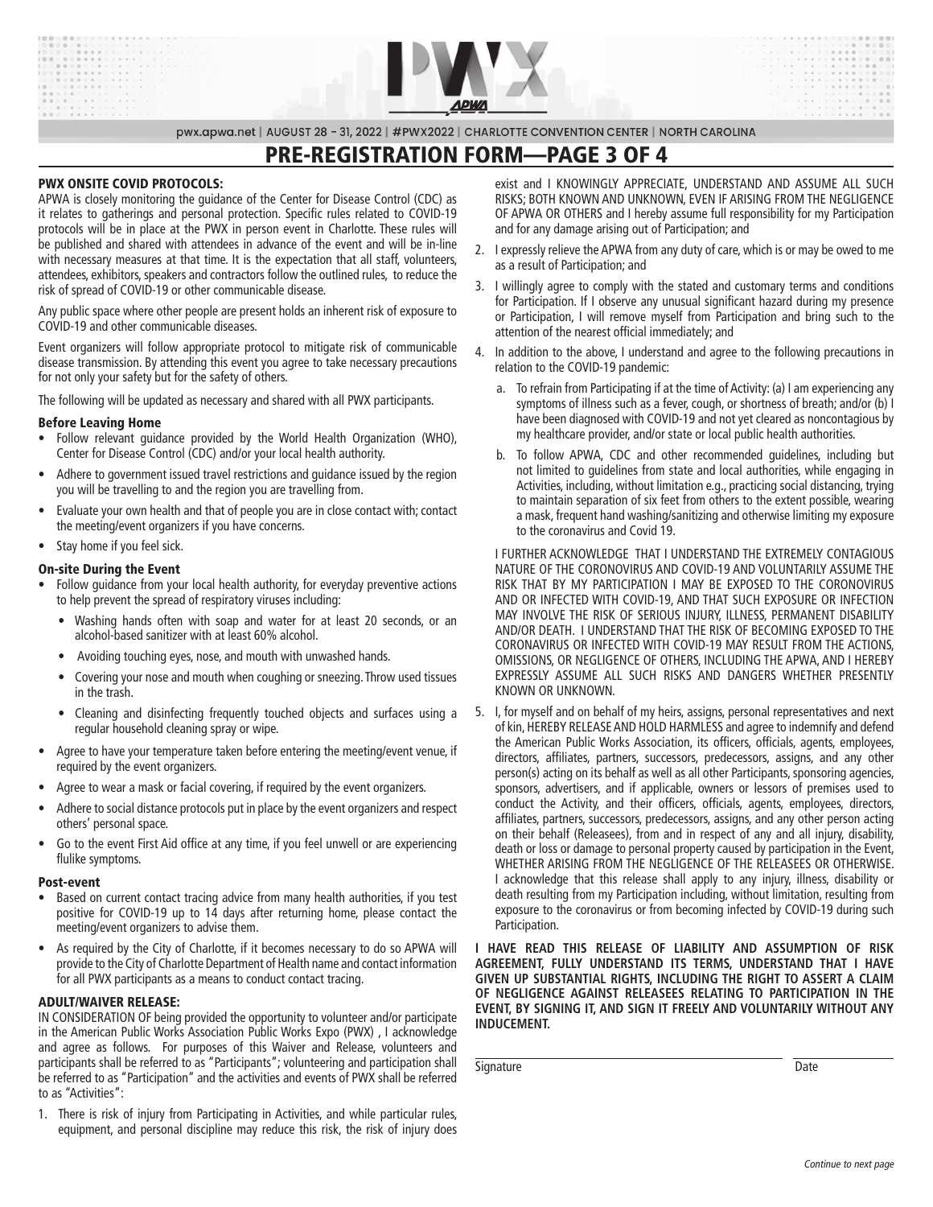# PRE-REGISTRATION FORM—PAGE 3 OF 4

## PWX ONSITE COVID PROTOCOLS:

APWA is closely monitoring the guidance of the Center for Disease Control (CDC) as it relates to gatherings and personal protection. Specific rules related to COVID-19 protocols will be in place at the PWX in person event in Charlotte. These rules will be published and shared with attendees in advance of the event and will be in-line with necessary measures at that time. It is the expectation that all staff, volunteers, attendees, exhibitors, speakers and contractors follow the outlined rules, to reduce the risk of spread of COVID-19 or other communicable disease.

Any public space where other people are present holds an inherent risk of exposure to COVID-19 and other communicable diseases.

Event organizers will follow appropriate protocol to mitigate risk of communicable disease transmission. By attending this event you agree to take necessary precautions for not only your safety but for the safety of others.

The following will be updated as necessary and shared with all PWX participants.

### Before Leaving Home

- Follow relevant guidance provided by the World Health Organization (WHO), Center for Disease Control (CDC) and/or your local health authority.
- Adhere to government issued travel restrictions and guidance issued by the region you will be travelling to and the region you are travelling from.
- Evaluate your own health and that of people you are in close contact with; contact the meeting/event organizers if you have concerns.
- Stay home if you feel sick.

### On-site During the Event

- Follow guidance from your local health authority, for everyday preventive actions to help prevent the spread of respiratory viruses including:
  - Washing hands often with soap and water for at least 20 seconds, or an alcohol-based sanitizer with at least 60% alcohol.
  - Avoiding touching eyes, nose, and mouth with unwashed hands.
  - Covering your nose and mouth when coughing or sneezing. Throw used tissues in the trash.
  - Cleaning and disinfecting frequently touched objects and surfaces using a regular household cleaning spray or wipe.
- Agree to have your temperature taken before entering the meeting/event venue, if required by the event organizers.
- Agree to wear a mask or facial covering, if required by the event organizers.
- Adhere to social distance protocols put in place by the event organizers and respect others' personal space.
- Go to the event First Aid office at any time, if you feel unwell or are experiencing flulike symptoms.

### Post-event

- Based on current contact tracing advice from many health authorities, if you test positive for COVID-19 up to 14 days after returning home, please contact the meeting/event organizers to advise them.
- As required by the City of Charlotte, if it becomes necessary to do so APWA will provide to the City of Charlotte Department of Health name and contact information for all PWX participants as a means to conduct contact tracing.

## ADULT/WAIVER RELEASE:

IN CONSIDERATION OF being provided the opportunity to volunteer and/or participate in the American Public Works Association Public Works Expo (PWX) , I acknowledge and agree as follows. For purposes of this Waiver and Release, volunteers and participants shall be referred to as "Participants"; volunteering and participation shall be referred to as "Participation" and the activities and events of PWX shall be referred to as "Activities":

1. There is risk of injury from Participating in Activities, and while particular rules, equipment, and personal discipline may reduce this risk, the risk of injury does exist and I KNOWINGLY APPRECIATE, UNDERSTAND AND ASSUME ALL SUCH RISKS; BOTH KNOWN AND UNKNOWN, EVEN IF ARISING FROM THE NEGLIGENCE OF APWA OR OTHERS and I hereby assume full responsibility for my Participation and for any damage arising out of Participation; and
2. I expressly relieve the APWA from any duty of care, which is or may be owed to me as a result of Participation; and
3. I willingly agree to comply with the stated and customary terms and conditions for Participation. If I observe any unusual significant hazard during my presence or Participation, I will remove myself from Participation and bring such to the attention of the nearest official immediately; and
4. In addition to the above, I understand and agree to the following precautions in relation to the COVID-19 pandemic:
   a. To refrain from Participating if at the time of Activity: (a) I am experiencing any symptoms of illness such as a fever, cough, or shortness of breath; and/or (b) I have been diagnosed with COVID-19 and not yet cleared as noncontagious by my healthcare provider, and/or state or local public health authorities.
   b. To follow APWA, CDC and other recommended guidelines, including but not limited to guidelines from state and local authorities, while engaging in Activities, including, without limitation e.g., practicing social distancing, trying to maintain separation of six feet from others to the extent possible, wearing a mask, frequent hand washing/sanitizing and otherwise limiting my exposure to the coronavirus and Covid 19.

   I FURTHER ACKNOWLEDGE THAT I UNDERSTAND THE EXTREMELY CONTAGIOUS NATURE OF THE CORONAVIRUS AND COVID-19 AND VOLUNTARILY ASSUME THE RISK THAT BY MY PARTICIPATION I MAY BE EXPOSED TO THE CORONOVIRUS AND OR INFECTED WITH COVID-19, AND THAT SUCH EXPOSURE OR INFECTION MAY INVOLVE THE RISK OF SERIOUS INJURY, ILLNESS, PERMANENT DISABILITY AND/OR DEATH. I UNDERSTAND THAT THE RISK OF BECOMING EXPOSED TO THE CORONAVIRUS OR INFECTED WITH COVID-19 MAY RESULT FROM THE ACTIONS, OMISSIONS, OR NEGLIGENCE OF OTHERS, INCLUDING THE APWA, AND I HEREBY EXPRESSLY ASSUME ALL SUCH RISKS AND DANGERS WHETHER PRESENTLY KNOWN OR UNKNOWN.
5. I, for myself and on behalf of my heirs, assigns, personal representatives and next of kin, HEREBY RELEASE AND HOLD HARMLESS and agree to indemnify and defend the American Public Works Association, its officers, officials, agents, employees, directors, affiliates, partners, successors, predecessors, assigns, and any other person(s) acting on its behalf as well as all other Participants, sponsoring agencies, sponsors, advertisers, and if applicable, owners or lessors of premises used to conduct the Activity, and their officers, officials, agents, employees, directors, affiliates, partners, successors, predecessors, assigns, and any other person acting on their behalf (Releasees), from and in respect of any and all injury, disability, death or loss or damage to personal property caused by participation in the Event, WHETHER ARISING FROM THE NEGLIGENCE OF THE RELEASEES OR OTHERWISE. I acknowledge that this release shall apply to any injury, illness, disability or death resulting from my Participation including, without limitation, resulting from exposure to the coronavirus or from becoming infected by COVID-19 during such Participation.

**I HAVE READ THIS RELEASE OF LIABILITY AND ASSUMPTION OF RISK AGREEMENT, FULLY UNDERSTAND ITS TERMS, UNDERSTAND THAT I HAVE GIVEN UP SUBSTANTIAL RIGHTS, INCLUDING THE RIGHT TO ASSERT A CLAIM OF NEGLIGENCE AGAINST RELEASEES RELATING TO PARTICIPATION IN THE EVENT, BY SIGNING IT, AND SIGN IT FREELY AND VOLUNTARILY WITHOUT ANY INDUCEMENT.**

Signature ______________________ Date __________

*Continue to next page*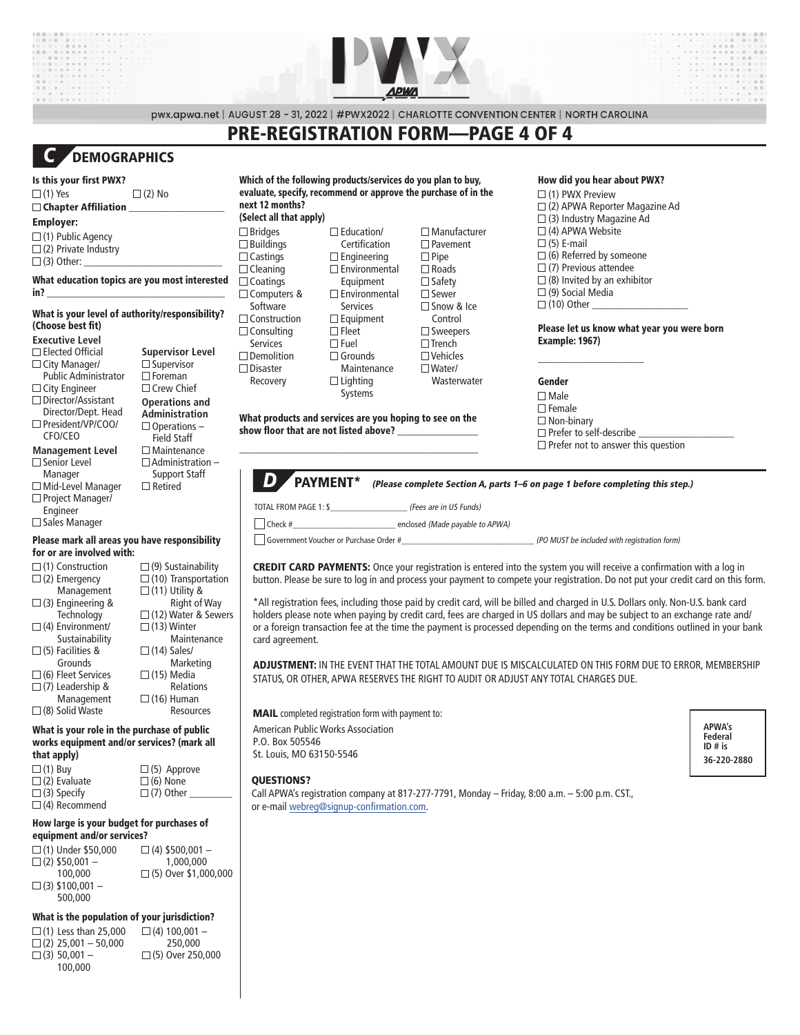pwx.apwa.net | AUGUST 28 - 31, 2022 | #PWX2022 | CHARLOTTE CONVENTION CENTER | NORTH CAROLINA

# PRE-REGISTRATION FORM—PAGE 4 OF 4

## C DEMOGRAPHICS

**Is this your first PWX?**
- ☐ (1) Yes
- ☐ (2) No

☐ **Chapter Affiliation** ___________________

**Employer:**
- ☐ (1) Public Agency
- ☐ (2) Private Industry
- ☐ (3) Other: ___________________________

**What education topics are you most interested in?** ___________________________

**What is your level of authority/responsibility? (Choose best fit)**

**Executive Level**
- ☐ Elected Official
- ☐ City Manager/ Public Administrator
- ☐ City Engineer
- ☐ Director/Assistant Director/Dept. Head
- ☐ President/VP/COO/ CFO/CEO

**Management Level**
- ☐ Senior Level Manager
- ☐ Mid-Level Manager
- ☐ Project Manager/ Engineer
- ☐ Sales Manager

**Supervisor Level**
- ☐ Supervisor
- ☐ Foreman
- ☐ Crew Chief

**Operations and Administration**
- ☐ Operations – Field Staff
- ☐ Maintenance
- ☐ Administration – Support Staff
- ☐ Retired

**Please mark all areas you have responsibility for or are involved with:**
- ☐ (1) Construction
- ☐ (2) Emergency Management
- ☐ (3) Engineering & Technology
- ☐ (4) Environment/ Sustainability
- ☐ (5) Facilities & Grounds
- ☐ (6) Fleet Services
- ☐ (7) Leadership & Management
- ☐ (8) Solid Waste
- ☐ (9) Sustainability
- ☐ (10) Transportation
- ☐ (11) Utility & Right of Way
- ☐ (12) Water & Sewers
- ☐ (13) Winter Maintenance
- ☐ (14) Sales/ Marketing
- ☐ (15) Media Relations
- ☐ (16) Human Resources

**What is your role in the purchase of public works equipment and/or services? (mark all that apply)**
- ☐ (1) Buy
- ☐ (2) Evaluate
- ☐ (3) Specify
- ☐ (4) Recommend
- ☐ (5) Approve
- ☐ (6) None
- ☐ (7) Other ________

**How large is your budget for purchases of equipment and/or services?**
- ☐ (1) Under $50,000
- ☐ (2) $50,001 – 100,000
- ☐ (3) $100,001 – 500,000
- ☐ (4) $500,001 – 1,000,000
- ☐ (5) Over $1,000,000

**What is the population of your jurisdiction?**
- ☐ (1) Less than 25,000
- ☐ (2) 25,001 – 50,000
- ☐ (3) 50,001 – 100,000
- ☐ (4) 100,001 – 250,000
- ☐ (5) Over 250,000

**Which of the following products/services do you plan to buy, evaluate, specify, recommend or approve the purchase of in the next 12 months? (Select all that apply)**
- ☐ Bridges
- ☐ Buildings
- ☐ Castings
- ☐ Cleaning
- ☐ Coatings
- ☐ Computers & Software
- ☐ Construction
- ☐ Consulting Services
- ☐ Demolition
- ☐ Disaster Recovery
- ☐ Education/ Certification
- ☐ Engineering
- ☐ Environmental Equipment
- ☐ Environmental Services
- ☐ Equipment
- ☐ Fleet
- ☐ Fuel
- ☐ Grounds Maintenance
- ☐ Lighting Systems
- ☐ Manufacturer
- ☐ Pavement
- ☐ Pipe
- ☐ Roads
- ☐ Safety
- ☐ Sewer
- ☐ Snow & Ice Control
- ☐ Sweepers
- ☐ Trench
- ☐ Vehicles
- ☐ Water/ Wastewater

**What products and services are you hoping to see on the show floor that are not listed above?** ___________________________

**How did you hear about PWX?**
- ☐ (1) PWX Preview
- ☐ (2) APWA Reporter Magazine Ad
- ☐ (3) Industry Magazine Ad
- ☐ (4) APWA Website
- ☐ (5) E-mail
- ☐ (6) Referred by someone
- ☐ (7) Previous attendee
- ☐ (8) Invited by an exhibitor
- ☐ (9) Social Media
- ☐ (10) Other ___________________

**Please let us know what year you were born Example: 1967)**

_____________________

**Gender**
- ☐ Male
- ☐ Female
- ☐ Non-binary
- ☐ Prefer to self-describe ___________________
- ☐ Prefer not to answer this question

## D PAYMENT* *(Please complete Section A, parts 1–6 on page 1 before completing this step.)*

TOTAL FROM PAGE 1: $__________________ *(Fees are in US Funds)*

☐ Check #________________________ enclosed *(Made payable to APWA)*

☐ Government Voucher or Purchase Order #________________________________ *(PO MUST be included with registration form)*

**CREDIT CARD PAYMENTS:** Once your registration is entered into the system you will receive a confirmation with a log in button. Please be sure to log in and process your payment to compete your registration. Do not put your credit card on this form.

*All registration fees, including those paid by credit card, will be billed and charged in U.S. Dollars only. Non-U.S. bank card holders please note when paying by credit card, fees are charged in US dollars and may be subject to an exchange rate and/ or a foreign transaction fee at the time the payment is processed depending on the terms and conditions outlined in your bank card agreement.

**ADJUSTMENT:** IN THE EVENT THAT THE TOTAL AMOUNT DUE IS MISCALCULATED ON THIS FORM DUE TO ERROR, MEMBERSHIP STATUS, OR OTHER, APWA RESERVES THE RIGHT TO AUDIT OR ADJUST ANY TOTAL CHARGES DUE.

**MAIL** completed registration form with payment to:

American Public Works Association
P.O. Box 505546
St. Louis, MO 63150-5546

**APWA's Federal ID # is 36-220-2880**

**QUESTIONS?**

Call APWA's registration company at 817-277-7791, Monday – Friday, 8:00 a.m. – 5:00 p.m. CST., or e-mail webreg@signup-confirmation.com.